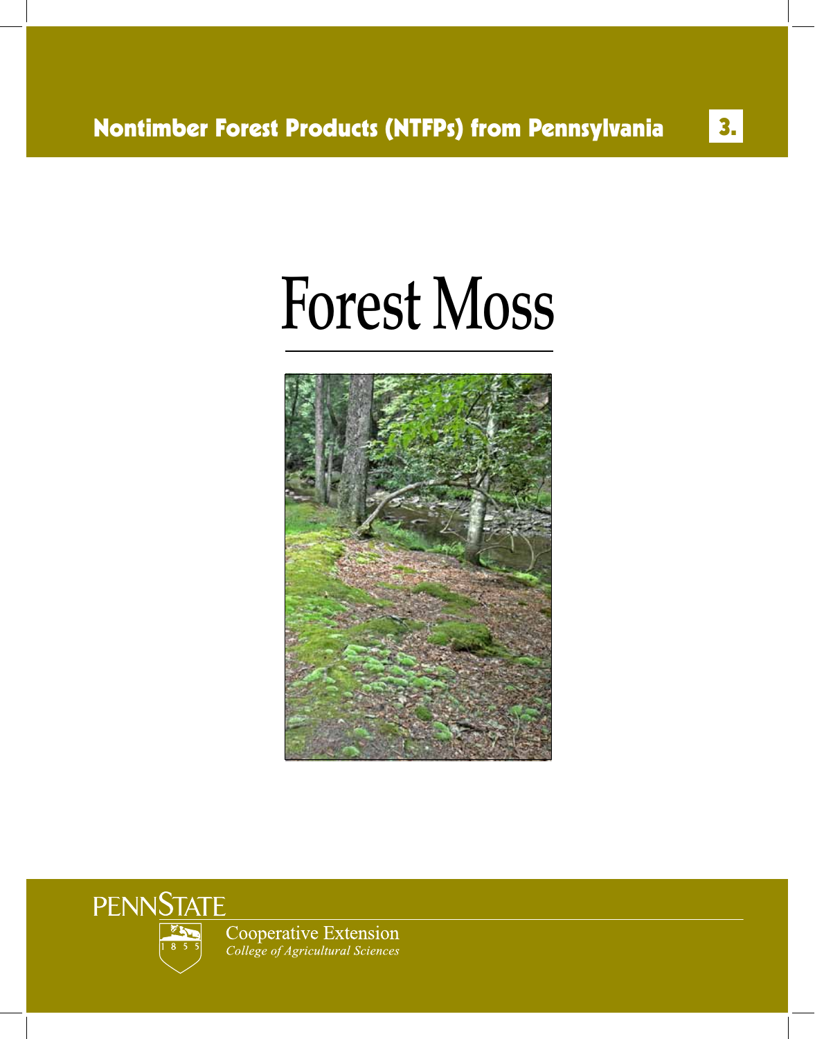**Nontimber Forest Products (NTFPs) from Pennsylvania** **3.**

# Forest Moss

PENNSTATE

Cooperative Extension
*College of Agricultural Sciences*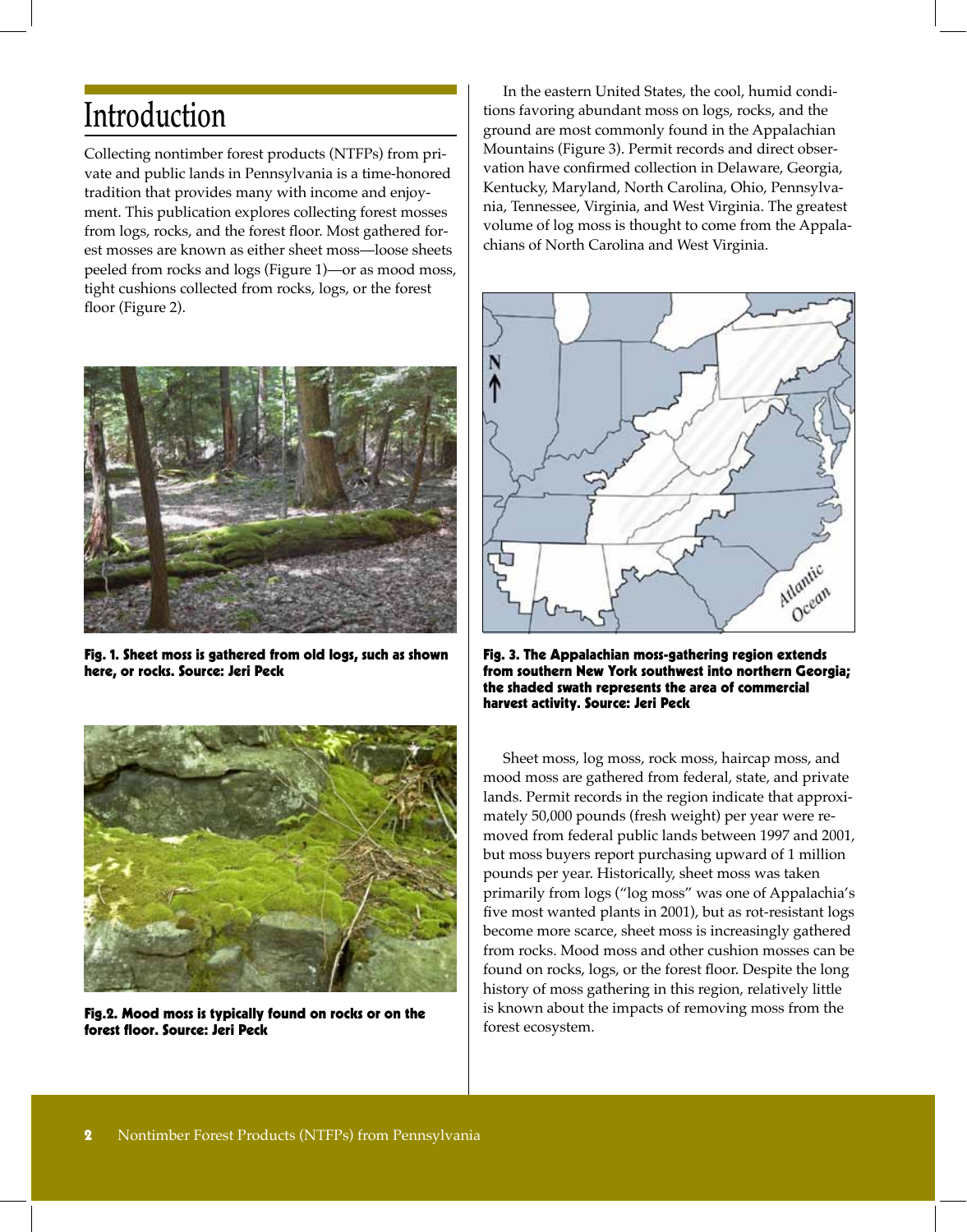# Introduction

Collecting nontimber forest products (NTFPs) from private and public lands in Pennsylvania is a time-honored tradition that provides many with income and enjoyment. This publication explores collecting forest mosses from logs, rocks, and the forest floor. Most gathered forest mosses are known as either sheet moss—loose sheets peeled from rocks and logs (Figure 1)—or as mood moss, tight cushions collected from rocks, logs, or the forest floor (Figure 2).

**Fig. 1. Sheet moss is gathered from old logs, such as shown here, or rocks. Source: Jeri Peck**

**Fig.2. Mood moss is typically found on rocks or on the forest floor. Source: Jeri Peck**

In the eastern United States, the cool, humid conditions favoring abundant moss on logs, rocks, and the ground are most commonly found in the Appalachian Mountains (Figure 3). Permit records and direct observation have confirmed collection in Delaware, Georgia, Kentucky, Maryland, North Carolina, Ohio, Pennsylvania, Tennessee, Virginia, and West Virginia. The greatest volume of log moss is thought to come from the Appalachians of North Carolina and West Virginia.

**Fig. 3. The Appalachian moss-gathering region extends from southern New York southwest into northern Georgia; the shaded swath represents the area of commercial harvest activity. Source: Jeri Peck**

Sheet moss, log moss, rock moss, haircap moss, and mood moss are gathered from federal, state, and private lands. Permit records in the region indicate that approximately 50,000 pounds (fresh weight) per year were removed from federal public lands between 1997 and 2001, but moss buyers report purchasing upward of 1 million pounds per year. Historically, sheet moss was taken primarily from logs ("log moss" was one of Appalachia's five most wanted plants in 2001), but as rot-resistant logs become more scarce, sheet moss is increasingly gathered from rocks. Mood moss and other cushion mosses can be found on rocks, logs, or the forest floor. Despite the long history of moss gathering in this region, relatively little is known about the impacts of removing moss from the forest ecosystem.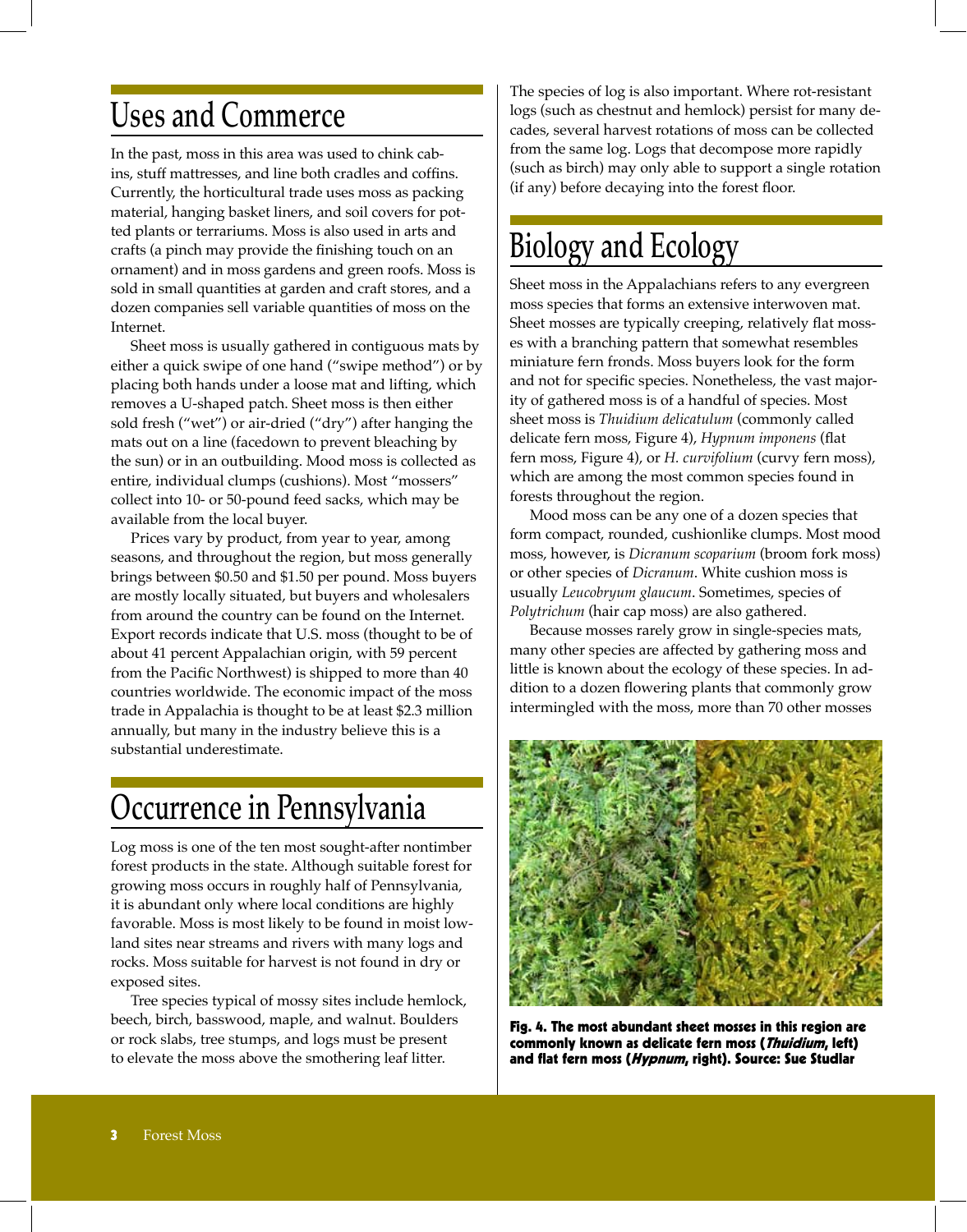## Uses and Commerce

In the past, moss in this area was used to chink cabins, stuff mattresses, and line both cradles and coffins. Currently, the horticultural trade uses moss as packing material, hanging basket liners, and soil covers for potted plants or terrariums. Moss is also used in arts and crafts (a pinch may provide the finishing touch on an ornament) and in moss gardens and green roofs. Moss is sold in small quantities at garden and craft stores, and a dozen companies sell variable quantities of moss on the Internet.

Sheet moss is usually gathered in contiguous mats by either a quick swipe of one hand ("swipe method") or by placing both hands under a loose mat and lifting, which removes a U-shaped patch. Sheet moss is then either sold fresh ("wet") or air-dried ("dry") after hanging the mats out on a line (facedown to prevent bleaching by the sun) or in an outbuilding. Mood moss is collected as entire, individual clumps (cushions). Most "mossers" collect into 10- or 50-pound feed sacks, which may be available from the local buyer.

Prices vary by product, from year to year, among seasons, and throughout the region, but moss generally brings between $0.50 and $1.50 per pound. Moss buyers are mostly locally situated, but buyers and wholesalers from around the country can be found on the Internet. Export records indicate that U.S. moss (thought to be of about 41 percent Appalachian origin, with 59 percent from the Pacific Northwest) is shipped to more than 40 countries worldwide. The economic impact of the moss trade in Appalachia is thought to be at least $2.3 million annually, but many in the industry believe this is a substantial underestimate.

## Occurrence in Pennsylvania

Log moss is one of the ten most sought-after nontimber forest products in the state. Although suitable forest for growing moss occurs in roughly half of Pennsylvania, it is abundant only where local conditions are highly favorable. Moss is most likely to be found in moist lowland sites near streams and rivers with many logs and rocks. Moss suitable for harvest is not found in dry or exposed sites.

Tree species typical of mossy sites include hemlock, beech, birch, basswood, maple, and walnut. Boulders or rock slabs, tree stumps, and logs must be present to elevate the moss above the smothering leaf litter.

The species of log is also important. Where rot-resistant logs (such as chestnut and hemlock) persist for many decades, several harvest rotations of moss can be collected from the same log. Logs that decompose more rapidly (such as birch) may only able to support a single rotation (if any) before decaying into the forest floor.

## Biology and Ecology

Sheet moss in the Appalachians refers to any evergreen moss species that forms an extensive interwoven mat. Sheet mosses are typically creeping, relatively flat mosses with a branching pattern that somewhat resembles miniature fern fronds. Moss buyers look for the form and not for specific species. Nonetheless, the vast majority of gathered moss is of a handful of species. Most sheet moss is *Thuidium delicatulum* (commonly called delicate fern moss, Figure 4), *Hypnum imponens* (flat fern moss, Figure 4), or *H. curvifolium* (curvy fern moss), which are among the most common species found in forests throughout the region.

Mood moss can be any one of a dozen species that form compact, rounded, cushionlike clumps. Most mood moss, however, is *Dicranum scoparium* (broom fork moss) or other species of *Dicranum*. White cushion moss is usually *Leucobryum glaucum*. Sometimes, species of *Polytrichum* (hair cap moss) are also gathered.

Because mosses rarely grow in single-species mats, many other species are affected by gathering moss and little is known about the ecology of these species. In addition to a dozen flowering plants that commonly grow intermingled with the moss, more than 70 other mosses

**Fig. 4. The most abundant sheet mosses in this region are commonly known as delicate fern moss (*Thuidium*, left) and flat fern moss (*Hypnum*, right). Source: Sue Studlar**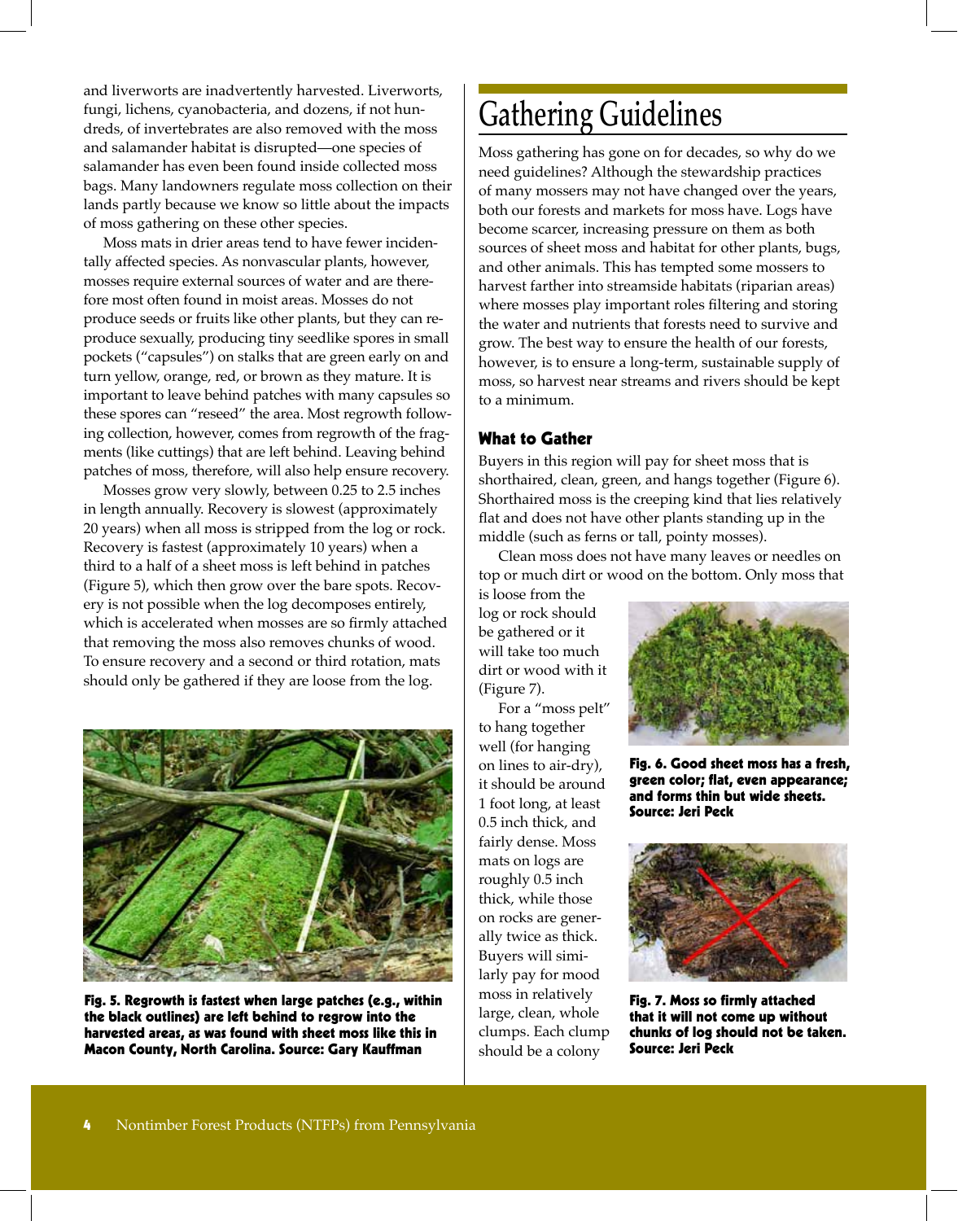and liverworts are inadvertently harvested. Liverworts, fungi, lichens, cyanobacteria, and dozens, if not hundreds, of invertebrates are also removed with the moss and salamander habitat is disrupted—one species of salamander has even been found inside collected moss bags. Many landowners regulate moss collection on their lands partly because we know so little about the impacts of moss gathering on these other species.

Moss mats in drier areas tend to have fewer incidentally affected species. As nonvascular plants, however, mosses require external sources of water and are therefore most often found in moist areas. Mosses do not produce seeds or fruits like other plants, but they can reproduce sexually, producing tiny seedlike spores in small pockets ("capsules") on stalks that are green early on and turn yellow, orange, red, or brown as they mature. It is important to leave behind patches with many capsules so these spores can "reseed" the area. Most regrowth following collection, however, comes from regrowth of the fragments (like cuttings) that are left behind. Leaving behind patches of moss, therefore, will also help ensure recovery.

Mosses grow very slowly, between 0.25 to 2.5 inches in length annually. Recovery is slowest (approximately 20 years) when all moss is stripped from the log or rock. Recovery is fastest (approximately 10 years) when a third to a half of a sheet moss is left behind in patches (Figure 5), which then grow over the bare spots. Recovery is not possible when the log decomposes entirely, which is accelerated when mosses are so firmly attached that removing the moss also removes chunks of wood. To ensure recovery and a second or third rotation, mats should only be gathered if they are loose from the log.

**Fig. 5. Regrowth is fastest when large patches (e.g., within the black outlines) are left behind to regrow into the harvested areas, as was found with sheet moss like this in Macon County, North Carolina. Source: Gary Kauffman**

# Gathering Guidelines

Moss gathering has gone on for decades, so why do we need guidelines? Although the stewardship practices of many mossers may not have changed over the years, both our forests and markets for moss have. Logs have become scarcer, increasing pressure on them as both sources of sheet moss and habitat for other plants, bugs, and other animals. This has tempted some mossers to harvest farther into streamside habitats (riparian areas) where mosses play important roles filtering and storing the water and nutrients that forests need to survive and grow. The best way to ensure the health of our forests, however, is to ensure a long-term, sustainable supply of moss, so harvest near streams and rivers should be kept to a minimum.

## What to Gather

Buyers in this region will pay for sheet moss that is shorthaired, clean, green, and hangs together (Figure 6). Shorthaired moss is the creeping kind that lies relatively flat and does not have other plants standing up in the middle (such as ferns or tall, pointy mosses).

Clean moss does not have many leaves or needles on top or much dirt or wood on the bottom. Only moss that is loose from the log or rock should be gathered or it will take too much dirt or wood with it (Figure 7).

For a "moss pelt" to hang together well (for hanging on lines to air-dry), it should be around 1 foot long, at least 0.5 inch thick, and fairly dense. Moss mats on logs are roughly 0.5 inch thick, while those on rocks are generally twice as thick. Buyers will similarly pay for mood moss in relatively large, clean, whole clumps. Each clump should be a colony

**Fig. 6. Good sheet moss has a fresh, green color; flat, even appearance; and forms thin but wide sheets. Source: Jeri Peck**

**Fig. 7. Moss so firmly attached that it will not come up without chunks of log should not be taken. Source: Jeri Peck**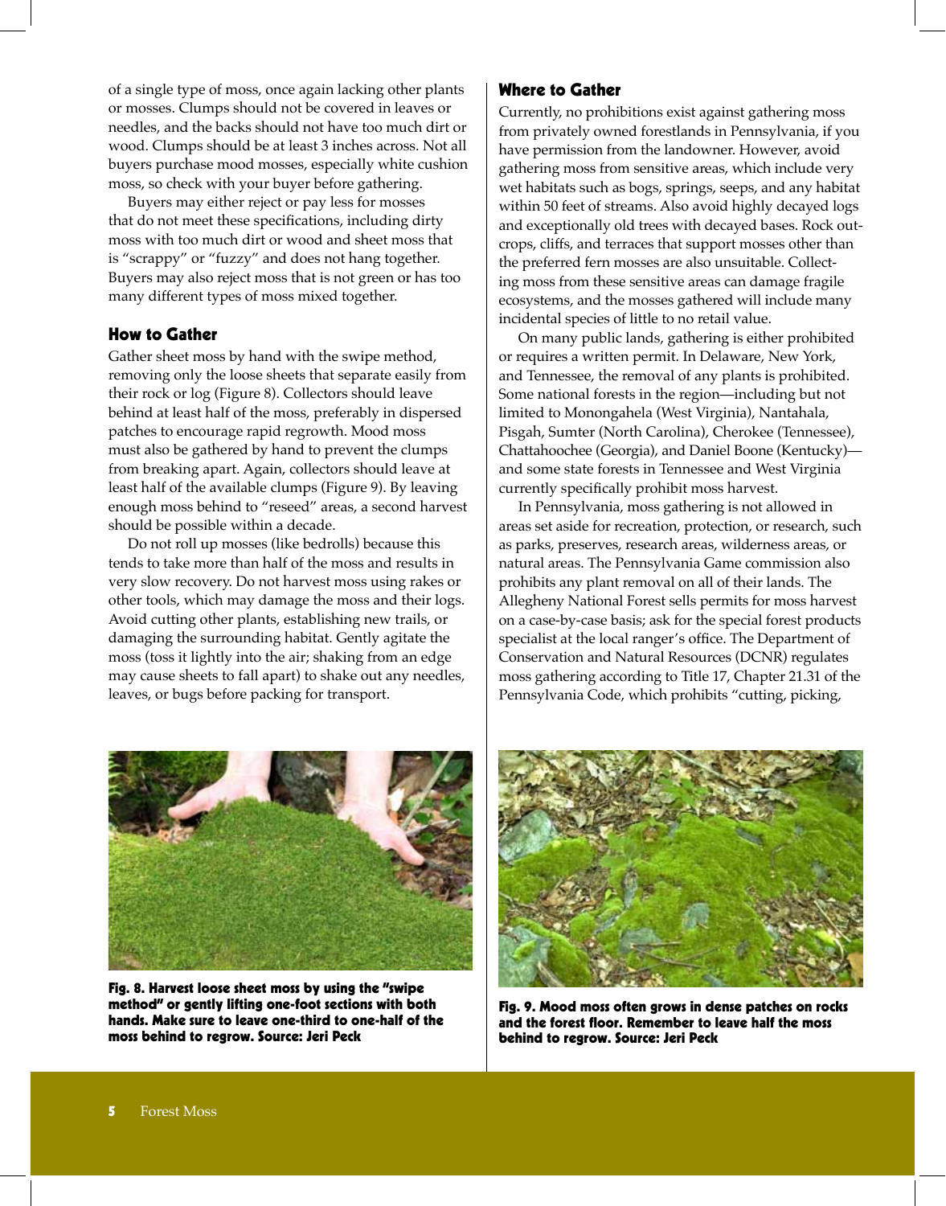of a single type of moss, once again lacking other plants or mosses. Clumps should not be covered in leaves or needles, and the backs should not have too much dirt or wood. Clumps should be at least 3 inches across. Not all buyers purchase mood mosses, especially white cushion moss, so check with your buyer before gathering.

Buyers may either reject or pay less for mosses that do not meet these specifications, including dirty moss with too much dirt or wood and sheet moss that is "scrappy" or "fuzzy" and does not hang together. Buyers may also reject moss that is not green or has too many different types of moss mixed together.

### How to Gather

Gather sheet moss by hand with the swipe method, removing only the loose sheets that separate easily from their rock or log (Figure 8). Collectors should leave behind at least half of the moss, preferably in dispersed patches to encourage rapid regrowth. Mood moss must also be gathered by hand to prevent the clumps from breaking apart. Again, collectors should leave at least half of the available clumps (Figure 9). By leaving enough moss behind to "reseed" areas, a second harvest should be possible within a decade.

Do not roll up mosses (like bedrolls) because this tends to take more than half of the moss and results in very slow recovery. Do not harvest moss using rakes or other tools, which may damage the moss and their logs. Avoid cutting other plants, establishing new trails, or damaging the surrounding habitat. Gently agitate the moss (toss it lightly into the air; shaking from an edge may cause sheets to fall apart) to shake out any needles, leaves, or bugs before packing for transport.

**Fig. 8. Harvest loose sheet moss by using the "swipe method" or gently lifting one-foot sections with both hands. Make sure to leave one-third to one-half of the moss behind to regrow. Source: Jeri Peck**

### Where to Gather

Currently, no prohibitions exist against gathering moss from privately owned forestlands in Pennsylvania, if you have permission from the landowner. However, avoid gathering moss from sensitive areas, which include very wet habitats such as bogs, springs, seeps, and any habitat within 50 feet of streams. Also avoid highly decayed logs and exceptionally old trees with decayed bases. Rock outcrops, cliffs, and terraces that support mosses other than the preferred fern mosses are also unsuitable. Collecting moss from these sensitive areas can damage fragile ecosystems, and the mosses gathered will include many incidental species of little to no retail value.

On many public lands, gathering is either prohibited or requires a written permit. In Delaware, New York, and Tennessee, the removal of any plants is prohibited. Some national forests in the region—including but not limited to Monongahela (West Virginia), Nantahala, Pisgah, Sumter (North Carolina), Cherokee (Tennessee), Chattahoochee (Georgia), and Daniel Boone (Kentucky)—and some state forests in Tennessee and West Virginia currently specifically prohibit moss harvest.

In Pennsylvania, moss gathering is not allowed in areas set aside for recreation, protection, or research, such as parks, preserves, research areas, wilderness areas, or natural areas. The Pennsylvania Game commission also prohibits any plant removal on all of their lands. The Allegheny National Forest sells permits for moss harvest on a case-by-case basis; ask for the special forest products specialist at the local ranger's office. The Department of Conservation and Natural Resources (DCNR) regulates moss gathering according to Title 17, Chapter 21.31 of the Pennsylvania Code, which prohibits "cutting, picking,

**Fig. 9. Mood moss often grows in dense patches on rocks and the forest floor. Remember to leave half the moss behind to regrow. Source: Jeri Peck**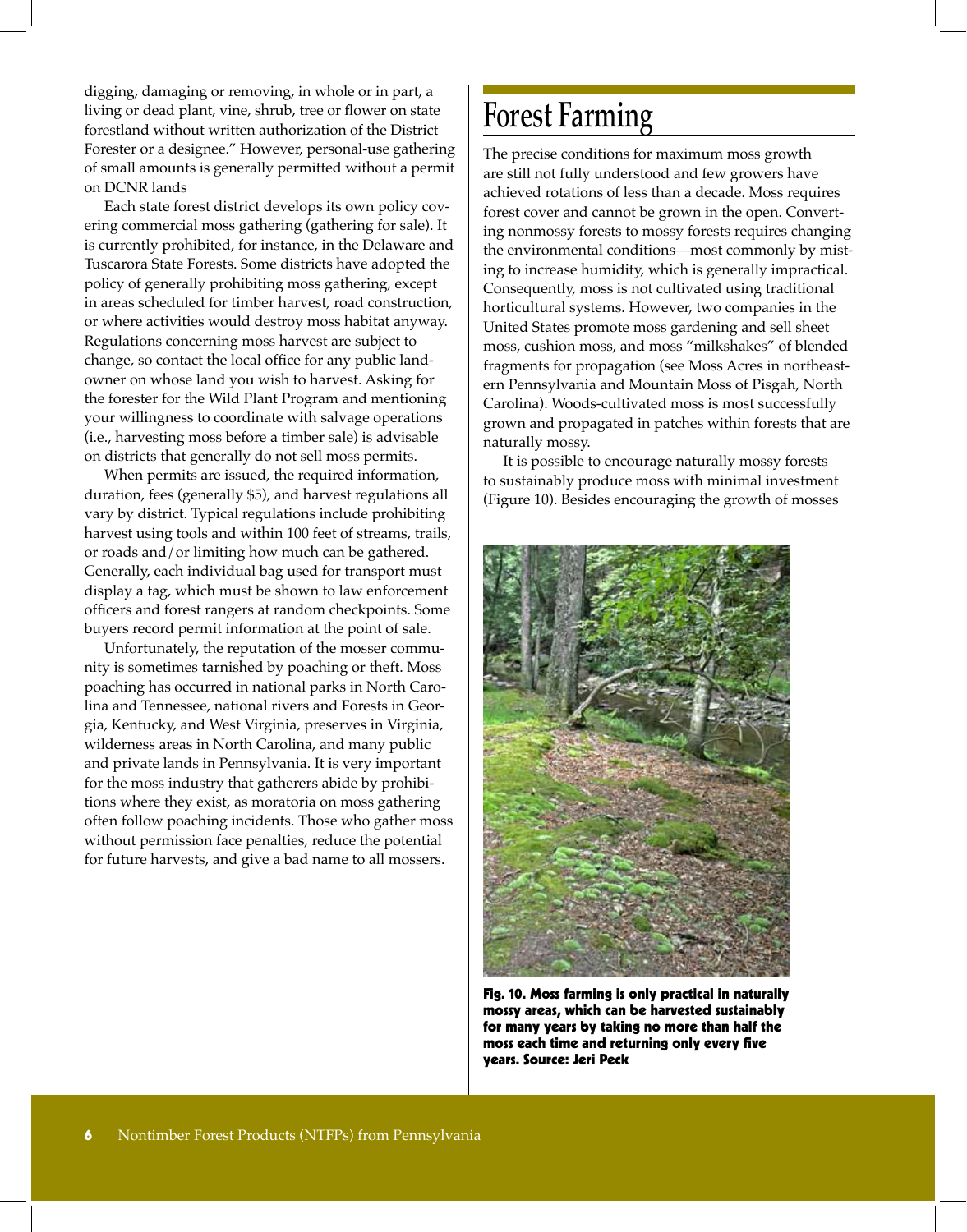digging, damaging or removing, in whole or in part, a living or dead plant, vine, shrub, tree or flower on state forestland without written authorization of the District Forester or a designee." However, personal-use gathering of small amounts is generally permitted without a permit on DCNR lands

Each state forest district develops its own policy covering commercial moss gathering (gathering for sale). It is currently prohibited, for instance, in the Delaware and Tuscarora State Forests. Some districts have adopted the policy of generally prohibiting moss gathering, except in areas scheduled for timber harvest, road construction, or where activities would destroy moss habitat anyway. Regulations concerning moss harvest are subject to change, so contact the local office for any public landowner on whose land you wish to harvest. Asking for the forester for the Wild Plant Program and mentioning your willingness to coordinate with salvage operations (i.e., harvesting moss before a timber sale) is advisable on districts that generally do not sell moss permits.

When permits are issued, the required information, duration, fees (generally $5), and harvest regulations all vary by district. Typical regulations include prohibiting harvest using tools and within 100 feet of streams, trails, or roads and/or limiting how much can be gathered. Generally, each individual bag used for transport must display a tag, which must be shown to law enforcement officers and forest rangers at random checkpoints. Some buyers record permit information at the point of sale.

Unfortunately, the reputation of the mosser community is sometimes tarnished by poaching or theft. Moss poaching has occurred in national parks in North Carolina and Tennessee, national rivers and Forests in Georgia, Kentucky, and West Virginia, preserves in Virginia, wilderness areas in North Carolina, and many public and private lands in Pennsylvania. It is very important for the moss industry that gatherers abide by prohibitions where they exist, as moratoria on moss gathering often follow poaching incidents. Those who gather moss without permission face penalties, reduce the potential for future harvests, and give a bad name to all mossers.

# Forest Farming

The precise conditions for maximum moss growth are still not fully understood and few growers have achieved rotations of less than a decade. Moss requires forest cover and cannot be grown in the open. Converting nonmossy forests to mossy forests requires changing the environmental conditions—most commonly by misting to increase humidity, which is generally impractical. Consequently, moss is not cultivated using traditional horticultural systems. However, two companies in the United States promote moss gardening and sell sheet moss, cushion moss, and moss "milkshakes" of blended fragments for propagation (see Moss Acres in northeastern Pennsylvania and Mountain Moss of Pisgah, North Carolina). Woods-cultivated moss is most successfully grown and propagated in patches within forests that are naturally mossy.

It is possible to encourage naturally mossy forests to sustainably produce moss with minimal investment (Figure 10). Besides encouraging the growth of mosses

**Fig. 10. Moss farming is only practical in naturally mossy areas, which can be harvested sustainably for many years by taking no more than half the moss each time and returning only every five years. Source: Jeri Peck**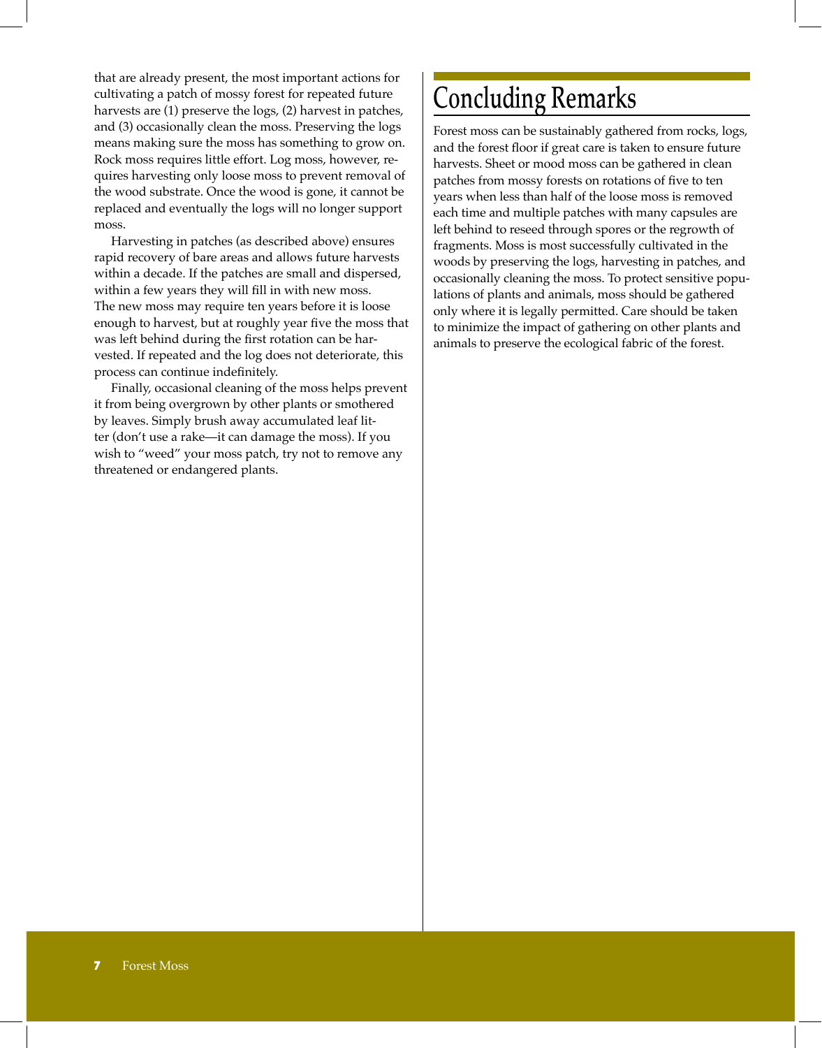that are already present, the most important actions for cultivating a patch of mossy forest for repeated future harvests are (1) preserve the logs, (2) harvest in patches, and (3) occasionally clean the moss. Preserving the logs means making sure the moss has something to grow on. Rock moss requires little effort. Log moss, however, requires harvesting only loose moss to prevent removal of the wood substrate. Once the wood is gone, it cannot be replaced and eventually the logs will no longer support moss.

Harvesting in patches (as described above) ensures rapid recovery of bare areas and allows future harvests within a decade. If the patches are small and dispersed, within a few years they will fill in with new moss. The new moss may require ten years before it is loose enough to harvest, but at roughly year five the moss that was left behind during the first rotation can be harvested. If repeated and the log does not deteriorate, this process can continue indefinitely.

Finally, occasional cleaning of the moss helps prevent it from being overgrown by other plants or smothered by leaves. Simply brush away accumulated leaf litter (don't use a rake—it can damage the moss). If you wish to "weed" your moss patch, try not to remove any threatened or endangered plants.

# Concluding Remarks

Forest moss can be sustainably gathered from rocks, logs, and the forest floor if great care is taken to ensure future harvests. Sheet or mood moss can be gathered in clean patches from mossy forests on rotations of five to ten years when less than half of the loose moss is removed each time and multiple patches with many capsules are left behind to reseed through spores or the regrowth of fragments. Moss is most successfully cultivated in the woods by preserving the logs, harvesting in patches, and occasionally cleaning the moss. To protect sensitive populations of plants and animals, moss should be gathered only where it is legally permitted. Care should be taken to minimize the impact of gathering on other plants and animals to preserve the ecological fabric of the forest.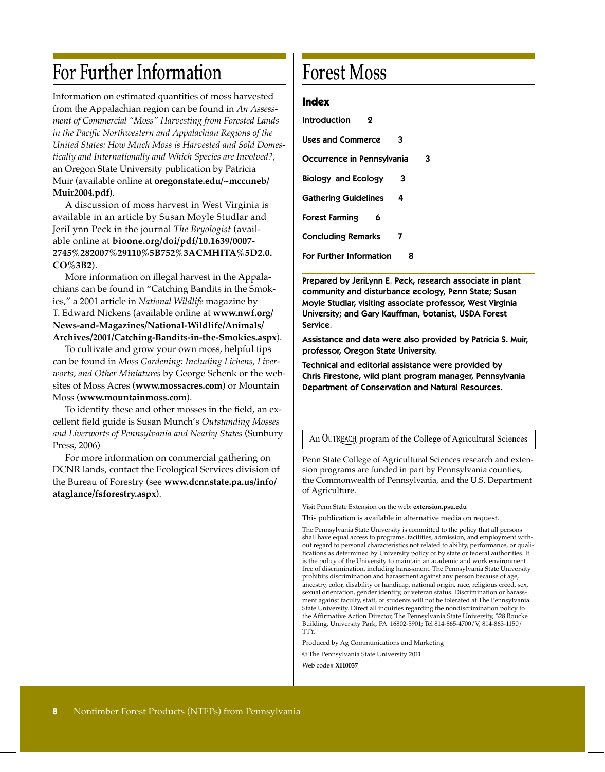# For Further Information

Information on estimated quantities of moss harvested from the Appalachian region can be found in *An Assessment of Commercial "Moss" Harvesting from Forested Lands in the Pacific Northwestern and Appalachian Regions of the United States: How Much Moss is Harvested and Sold Domestically and Internationally and Which Species are Involved?*, an Oregon State University publication by Patricia Muir (available online at **oregonstate.edu/~mccuneb/Muir2004.pdf**).

A discussion of moss harvest in West Virginia is available in an article by Susan Moyle Studlar and JeriLynn Peck in the journal *The Bryologist* (available online at **bioone.org/doi/pdf/10.1639/0007-2745%282007%29110%5B752%3ACMHITA%5D2.0.CO%3B2**).

More information on illegal harvest in the Appalachians can be found in "Catching Bandits in the Smokies," a 2001 article in *National Wildlife* magazine by T. Edward Nickens (available online at **www.nwf.org/News-and-Magazines/National-Wildlife/Animals/Archives/2001/Catching-Bandits-in-the-Smokies.aspx**).

To cultivate and grow your own moss, helpful tips can be found in *Moss Gardening: Including Lichens, Liverworts, and Other Miniatures* by George Schenk or the websites of Moss Acres (**www.mossacres.com**) or Mountain Moss (**www.mountainmoss.com**).

To identify these and other mosses in the field, an excellent field guide is Susan Munch's *Outstanding Mosses and Liverworts of Pennsylvania and Nearby States* (Sunbury Press, 2006)

For more information on commercial gathering on DCNR lands, contact the Ecological Services division of the Bureau of Forestry (see **www.dcnr.state.pa.us/info/ataglance/fsforestry.aspx**).

# Forest Moss

## Index

| | |
|---|---|
| Introduction | 2 |
| Uses and Commerce | 3 |
| Occurrence in Pennsylvania | 3 |
| Biology and Ecology | 3 |
| Gathering Guidelines | 4 |
| Forest Farming | 6 |
| Concluding Remarks | 7 |
| For Further Information | 8 |

**Prepared by JeriLynn E. Peck, research associate in plant community and disturbance ecology, Penn State; Susan Moyle Studlar, visiting associate professor, West Virginia University; and Gary Kauffman, botanist, USDA Forest Service.**

**Assistance and data were also provided by Patricia S. Muir, professor, Oregon State University.**

**Technical and editorial assistance were provided by Chris Firestone, wild plant program manager, Pennsylvania Department of Conservation and Natural Resources.**

An OUTREACH program of the College of Agricultural Sciences

Penn State College of Agricultural Sciences research and extension programs are funded in part by Pennsylvania counties, the Commonwealth of Pennsylvania, and the U.S. Department of Agriculture.

Visit Penn State Extension on the web: **extension.psu.edu**

This publication is available in alternative media on request.

The Pennsylvania State University is committed to the policy that all persons shall have equal access to programs, facilities, admission, and employment without regard to personal characteristics not related to ability, performance, or qualifications as determined by University policy or by state or federal authorities. It is the policy of the University to maintain an academic and work environment free of discrimination, including harassment. The Pennsylvania State University prohibits discrimination and harassment against any person because of age, ancestry, color, disability or handicap, national origin, race, religious creed, sex, sexual orientation, gender identity, or veteran status. Discrimination or harassment against faculty, staff, or students will not be tolerated at The Pennsylvania State University. Direct all inquiries regarding the nondiscrimination policy to the Affirmative Action Director, The Pennsylvania State University, 328 Boucke Building, University Park, PA 16802-5901; Tel 814-865-4700/V, 814-863-1150/TTY.

Produced by Ag Communications and Marketing

© The Pennsylvania State University 2011

Web code# **XH0037**